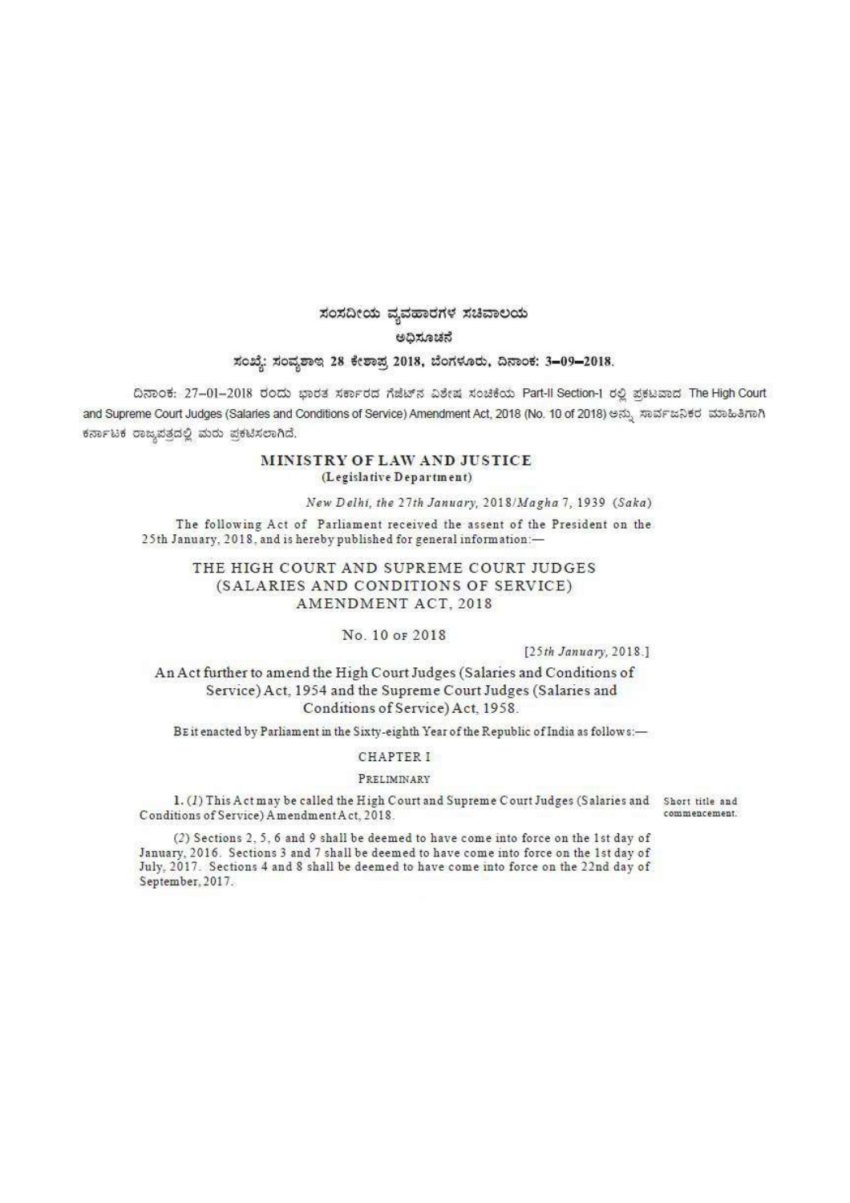ಸಂಸದೀಯ ವ್ಯವಹಾರಗಳ ಸಚಿವಾಲಯ

ಅಧಿಸೂಚನೆ

ಸಂಖ್ಯೆ: ಸಂವ್ಯಶಾಇ 28 ಕೇಶಾಪ್ರ 2018, ಬೆಂಗಳೂರು, ದಿನಾಂಕ: 3–09–2018.

ದಿನಾಂಕ: 27–01–2018 ರಂದು ಭಾರತ ಸರ್ಕಾರದ ಗೆಜೆಟ್‌ನ ವಿಶೇಷ ಸಂಚಿಕೆಯ Part-II Section-1 ರಲ್ಲಿ ಪ್ರಕಟವಾದ The High Court and Supreme Court Judges (Salaries and Conditions of Service) Amendment Act, 2018 (No. 10 of 2018) ಅನ್ನು ಸಾರ್ವಜನಿಕರ ಮಾಹಿತಿಗಾಗಿ ಕರ್ನಾಟಕ ರಾಜ್ಯಪತ್ರದಲ್ಲಿ ಮರು ಪ್ರಕಟಿಸಲಾಗಿದೆ.

**MINISTRY OF LAW AND JUSTICE**
**(Legislative Department)**

*New Delhi, the 27th January, 2018/Magha 7, 1939 (Saka)*

The following Act of Parliament received the assent of the President on the 25th January, 2018, and is hereby published for general information:—

# THE HIGH COURT AND SUPREME COURT JUDGES (SALARIES AND CONDITIONS OF SERVICE) AMENDMENT ACT, 2018

No. 10 OF 2018

[*25th January*, 2018.]

An Act further to amend the High Court Judges (Salaries and Conditions of Service) Act, 1954 and the Supreme Court Judges (Salaries and Conditions of Service) Act, 1958.

BE it enacted by Parliament in the Sixty-eighth Year of the Republic of India as follows:—

## CHAPTER I

### PRELIMINARY

Short title and commencement.

1. (*1*) This Act may be called the High Court and Supreme Court Judges (Salaries and Conditions of Service) Amendment Act, 2018.

(*2*) Sections 2, 5, 6 and 9 shall be deemed to have come into force on the 1st day of January, 2016. Sections 3 and 7 shall be deemed to have come into force on the 1st day of July, 2017. Sections 4 and 8 shall be deemed to have come into force on the 22nd day of September, 2017.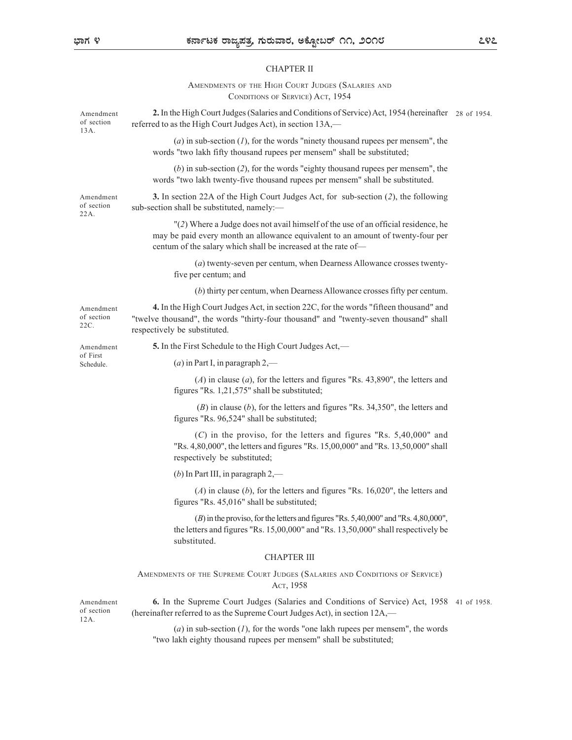## CHAPTER II

### AMENDMENTS OF THE HIGH COURT JUDGES (SALARIES AND CONDITIONS OF SERVICE) ACT, 1954

Amendment of section 13A.

**2.** In the High Court Judges (Salaries and Conditions of Service) Act, 1954 (hereinafter referred to as the High Court Judges Act), in section 13A,— 28 of 1954.

(*a*) in sub-section (*1*), for the words "ninety thousand rupees per mensem", the words "two lakh fifty thousand rupees per mensem" shall be substituted;

(*b*) in sub-section (*2*), for the words "eighty thousand rupees per mensem", the words "two lakh twenty-five thousand rupees per mensem" shall be substituted.

Amendment of section 22A.

**3.** In section 22A of the High Court Judges Act, for sub-section (*2*), the following sub-section shall be substituted, namely:—

"(*2*) Where a Judge does not avail himself of the use of an official residence, he may be paid every month an allowance equivalent to an amount of twenty-four per centum of the salary which shall be increased at the rate of—

(*a*) twenty-seven per centum, when Dearness Allowance crosses twenty-five per centum; and

(*b*) thirty per centum, when Dearness Allowance crosses fifty per centum.

Amendment of section 22C.

**4.** In the High Court Judges Act, in section 22C, for the words "fifteen thousand" and "twelve thousand", the words "thirty-four thousand" and "twenty-seven thousand" shall respectively be substituted.

Amendment of First Schedule.

**5.** In the First Schedule to the High Court Judges Act,—

(*a*) in Part I, in paragraph 2,—

(*A*) in clause (*a*), for the letters and figures "Rs. 43,890", the letters and figures "Rs. 1,21,575" shall be substituted;

(*B*) in clause (*b*), for the letters and figures "Rs. 34,350", the letters and figures "Rs. 96,524" shall be substituted;

(*C*) in the proviso, for the letters and figures "Rs. 5,40,000" and "Rs. 4,80,000", the letters and figures "Rs. 15,00,000" and "Rs. 13,50,000" shall respectively be substituted;

(*b*) In Part III, in paragraph 2,—

(*A*) in clause (*b*), for the letters and figures "Rs. 16,020", the letters and figures "Rs. 45,016" shall be substituted;

(*B*) in the proviso, for the letters and figures "Rs. 5,40,000" and "Rs. 4,80,000", the letters and figures "Rs. 15,00,000" and "Rs. 13,50,000" shall respectively be substituted.

## CHAPTER III

### AMENDMENTS OF THE SUPREME COURT JUDGES (SALARIES AND CONDITIONS OF SERVICE) ACT, 1958

Amendment of section 12A.

**6.** In the Supreme Court Judges (Salaries and Conditions of Service) Act, 1958 (hereinafter referred to as the Supreme Court Judges Act), in section 12A,— 41 of 1958.

(*a*) in sub-section (*1*), for the words "one lakh rupees per mensem", the words "two lakh eighty thousand rupees per mensem" shall be substituted;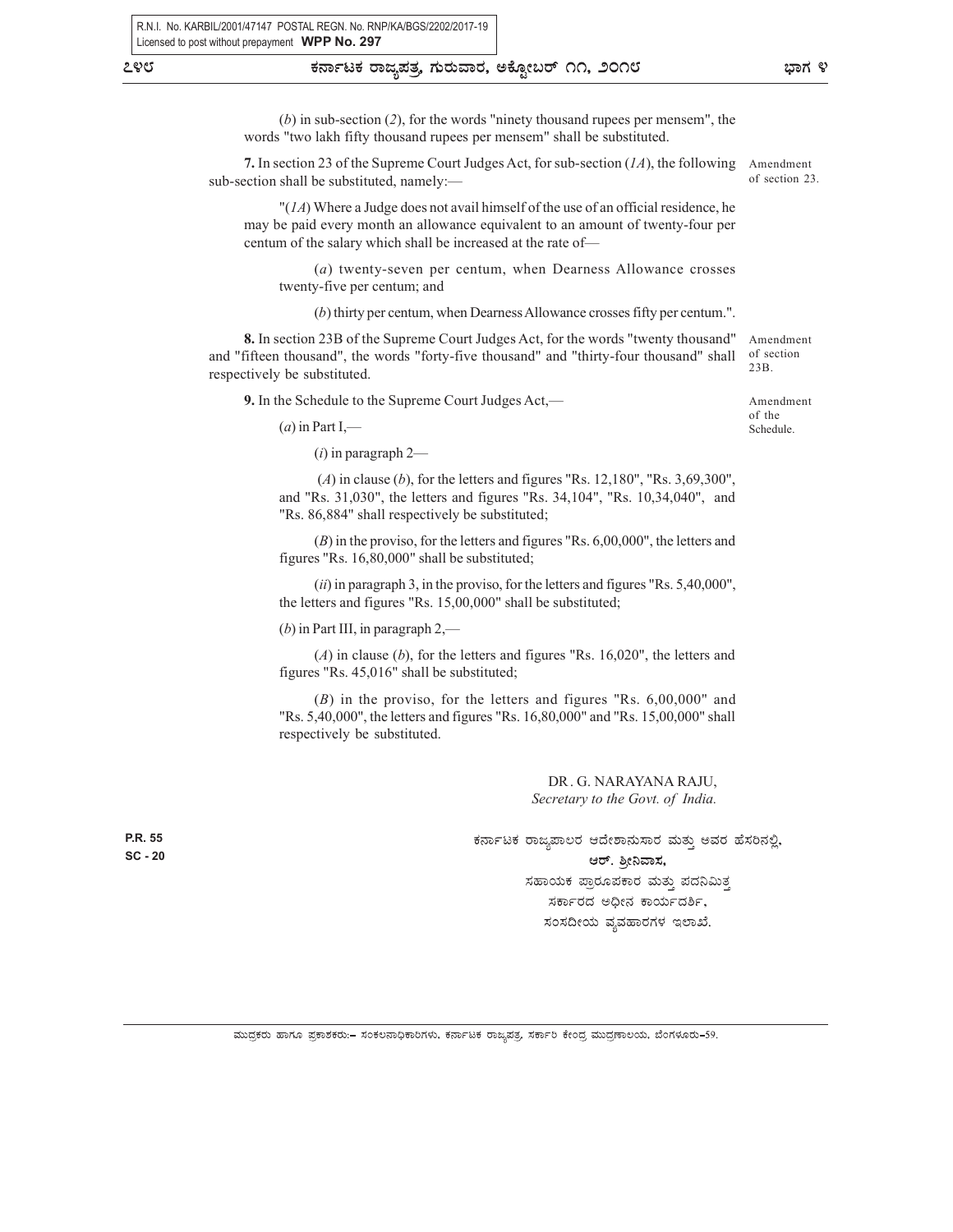(*b*) in sub-section (*2*), for the words "ninety thousand rupees per mensem", the words "two lakh fifty thousand rupees per mensem" shall be substituted.

**7.** In section 23 of the Supreme Court Judges Act, for sub-section (*1A*), the following sub-section shall be substituted, namely:— Amendment of section 23.

"(*1A*) Where a Judge does not avail himself of the use of an official residence, he may be paid every month an allowance equivalent to an amount of twenty-four per centum of the salary which shall be increased at the rate of—

(*a*) twenty-seven per centum, when Dearness Allowance crosses twenty-five per centum; and

(*b*) thirty per centum, when Dearness Allowance crosses fifty per centum.".

**8.** In section 23B of the Supreme Court Judges Act, for the words "twenty thousand" and "fifteen thousand", the words "forty-five thousand" and "thirty-four thousand" shall respectively be substituted. Amendment of section 23B.

**9.** In the Schedule to the Supreme Court Judges Act,— Amendment of the Schedule.

(*a*) in Part I,—

(*i*) in paragraph 2—

(*A*) in clause (*b*), for the letters and figures "Rs. 12,180", "Rs. 3,69,300", and "Rs. 31,030", the letters and figures "Rs. 34,104", "Rs. 10,34,040", and "Rs. 86,884" shall respectively be substituted;

(*B*) in the proviso, for the letters and figures "Rs. 6,00,000", the letters and figures "Rs. 16,80,000" shall be substituted;

(*ii*) in paragraph 3, in the proviso, for the letters and figures "Rs. 5,40,000", the letters and figures "Rs. 15,00,000" shall be substituted;

(*b*) in Part III, in paragraph 2,—

(*A*) in clause (*b*), for the letters and figures "Rs. 16,020", the letters and figures "Rs. 45,016" shall be substituted;

(*B*) in the proviso, for the letters and figures "Rs. 6,00,000" and "Rs. 5,40,000", the letters and figures "Rs. 16,80,000" and "Rs. 15,00,000" shall respectively be substituted.

DR . G. NARAYANA RAJU,
*Secretary to the Govt. of India.*

P.R. 55
SC - 20

ಕರ್ನಾಟಕ ರಾಜ್ಯಪಾಲರ ಆದೇಶಾನುಸಾರ ಮತ್ತು ಅವರ ಹೆಸರಿನಲ್ಲಿ,
**ಆರ್. ಶ್ರೀನಿವಾಸ,**
ಸಹಾಯಕ ಪ್ರಾರೂಪಕಾರ ಮತ್ತು ಪದನಿಮಿತ್ತ
ಸರ್ಕಾರದ ಅಧೀನ ಕಾರ್ಯದರ್ಶಿ,
ಸಂಸದೀಯ ವ್ಯವಹಾರಗಳ ಇಲಾಖೆ.

ಮುದ್ರಕರು ಹಾಗೂ ಪ್ರಕಾಶಕರು:– ಸಂಕಲನಾಧಿಕಾರಿಗಳು, ಕರ್ನಾಟಕ ರಾಜ್ಯಪತ್ರ, ಸರ್ಕಾರಿ ಕೇಂದ್ರ ಮುದ್ರಣಾಲಯ, ಬೆಂಗಳೂರು–59.